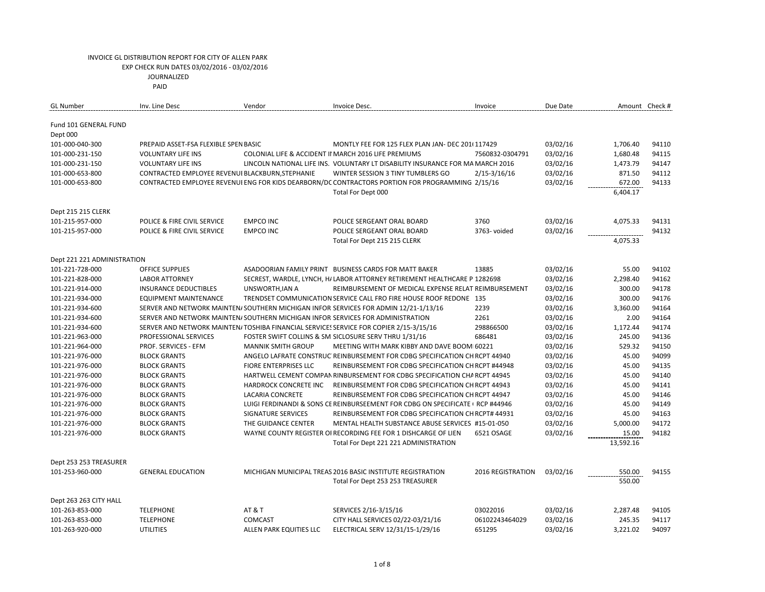INVOICE GL DISTRIBUTION REPORT FOR CITY OF ALLEN PARK
EXP CHECK RUN DATES 03/02/2016 - 03/02/2016
JOURNALIZED
PAID

| GL Number | Inv. Line Desc | Vendor | Invoice Desc. | Invoice | Due Date | Amount | Check # |
|---|---|---|---|---|---|---|---|
| Fund 101 GENERAL FUND | | | | | | | |
| Dept 000 | | | | | | | |
| 101-000-040-300 | PREPAID ASSET-FSA FLEXIBLE SPEN | BASIC | MONTLY FEE FOR 125 FLEX PLAN JAN- DEC 201( | 117429 | 03/02/16 | 1,706.40 | 94110 |
| 101-000-231-150 | VOLUNTARY LIFE INS | COLONIAL LIFE & ACCIDENT II | MARCH 2016 LIFE PREMIUMS | 7560832-0304791 | 03/02/16 | 1,680.48 | 94115 |
| 101-000-231-150 | VOLUNTARY LIFE INS | LINCOLN NATIONAL LIFE INS. | VOLUNTARY LT DISABILITY INSURANCE FOR MA | MARCH 2016 | 03/02/16 | 1,473.79 | 94147 |
| 101-000-653-800 | CONTRACTED EMPLOYEE REVENUI | BLACKBURN,STEPHANIE | WINTER SESSION 3 TINY TUMBLERS GO | 2/15-3/16/16 | 03/02/16 | 871.50 | 94112 |
| 101-000-653-800 | CONTRACTED EMPLOYEE REVENUI | ENG FOR KIDS DEARBORN/DC | CONTRACTORS PORTION FOR PROGRAMMING | 2/15/16 | 03/02/16 | 672.00 | 94133 |
| | | | Total For Dept 000 | | | 6,404.17 | |
| Dept 215 215 CLERK | | | | | | | |
| 101-215-957-000 | POLICE & FIRE CIVIL SERVICE | EMPCO INC | POLICE SERGEANT ORAL BOARD | 3760 | 03/02/16 | 4,075.33 | 94131 |
| 101-215-957-000 | POLICE & FIRE CIVIL SERVICE | EMPCO INC | POLICE SERGEANT ORAL BOARD | 3763- voided | 03/02/16 | | 94132 |
| | | | Total For Dept 215 215 CLERK | | | 4,075.33 | |
| Dept 221 221 ADMINISTRATION | | | | | | | |
| 101-221-728-000 | OFFICE SUPPLIES | ASADOORIAN FAMILY PRINT | BUSINESS CARDS FOR MATT BAKER | 13885 | 03/02/16 | 55.00 | 94102 |
| 101-221-828-000 | LABOR ATTORNEY | SECREST, WARDLE, LYNCH, H/ | LABOR ATTORNEY RETIREMENT HEALTHCARE P | 1282698 | 03/02/16 | 2,298.40 | 94162 |
| 101-221-914-000 | INSURANCE DEDUCTIBLES | UNSWORTH,IAN A | REIMBURSEMENT OF MEDICAL EXPENSE RELAT | REIMBURSEMENT | 03/02/16 | 300.00 | 94178 |
| 101-221-934-000 | EQUIPMENT MAINTENANCE | TRENDSET COMMUNICATION | SERVICE CALL FRO FIRE HOUSE ROOF REDONE | 135 | 03/02/16 | 300.00 | 94176 |
| 101-221-934-600 | SERVER AND NETWORK MAINTEN/ | SOUTHERN MICHIGAN INFOR | SERVICES FOR ADMIN 12/21-1/13/16 | 2239 | 03/02/16 | 3,360.00 | 94164 |
| 101-221-934-600 | SERVER AND NETWORK MAINTEN/ | SOUTHERN MICHIGAN INFOR | SERVICES FOR ADMINISTRATION | 2261 | 03/02/16 | 2.00 | 94164 |
| 101-221-934-600 | SERVER AND NETWORK MAINTEN/ | TOSHIBA FINANCIAL SERVICES | SERVICE FOR COPIER 2/15-3/15/16 | 298866500 | 03/02/16 | 1,172.44 | 94174 |
| 101-221-963-000 | PROFESSIONAL SERVICES | FOSTER SWIFT COLLINS & SM | SICLOSURE SERV THRU 1/31/16 | 686481 | 03/02/16 | 245.00 | 94136 |
| 101-221-964-000 | PROF. SERVICES - EFM | MANNIK SMITH GROUP | MEETING WITH MARK KIBBY AND DAVE BOOM | 60221 | 03/02/16 | 529.32 | 94150 |
| 101-221-976-000 | BLOCK GRANTS | ANGELO LAFRATE CONSTRUC | REINBURSEMENT FOR CDBG SPECIFICATION CH | RCPT 44940 | 03/02/16 | 45.00 | 94099 |
| 101-221-976-000 | BLOCK GRANTS | FIORE ENTERPRISES LLC | REINBURSEMENT FOR CDBG SPECIFICATION CH | RCPT #44948 | 03/02/16 | 45.00 | 94135 |
| 101-221-976-000 | BLOCK GRANTS | HARTWELL CEMENT COMPAN | RINBURSEMENT FOR CDBG SPECIFICATION CHA | RCPT 44945 | 03/02/16 | 45.00 | 94140 |
| 101-221-976-000 | BLOCK GRANTS | HARDROCK CONCRETE INC | REINBURSEMENT FOR CDBG SPECIFICATION CH | RCPT 44943 | 03/02/16 | 45.00 | 94141 |
| 101-221-976-000 | BLOCK GRANTS | LACARIA CONCRETE | REINBURSEMENT FOR CDBG SPECIFICATION CH | RCPT 44947 | 03/02/16 | 45.00 | 94146 |
| 101-221-976-000 | BLOCK GRANTS | LUIGI FERDINANDI & SONS CE | REINBURSEEMENT FOR CDBG ON SPECIFICATE ( | RCP #44946 | 03/02/16 | 45.00 | 94149 |
| 101-221-976-000 | BLOCK GRANTS | SIGNATURE SERVICES | REINBURSEMENT FOR CDBG SPECIFICATION CH | RCPT# 44931 | 03/02/16 | 45.00 | 94163 |
| 101-221-976-000 | BLOCK GRANTS | THE GUIDANCE CENTER | MENTAL HEALTH SUBSTANCE ABUSE SERVICES | #15-01-050 | 03/02/16 | 5,000.00 | 94172 |
| 101-221-976-000 | BLOCK GRANTS | WAYNE COUNTY REGISTER OI | RECORDING FEE FOR 1 DISHCARGE OF LIEN | 6521 OSAGE | 03/02/16 | 15.00 | 94182 |
| | | | Total For Dept 221 221 ADMINISTRATION | | | 13,592.16 | |
| Dept 253 253 TREASURER | | | | | | | |
| 101-253-960-000 | GENERAL EDUCATION | MICHIGAN MUNICIPAL TREAS | 2016 BASIC INSTITUTE REGISTRATION | 2016 REGISTRATION | 03/02/16 | 550.00 | 94155 |
| | | | Total For Dept 253 253 TREASURER | | | 550.00 | |
| Dept 263 263 CITY HALL | | | | | | | |
| 101-263-853-000 | TELEPHONE | AT & T | SERVICES 2/16-3/15/16 | 03022016 | 03/02/16 | 2,287.48 | 94105 |
| 101-263-853-000 | TELEPHONE | COMCAST | CITY HALL SERVICES 02/22-03/21/16 | 06102243464029 | 03/02/16 | 245.35 | 94117 |
| 101-263-920-000 | UTILITIES | ALLEN PARK EQUITIES LLC | ELECTRICAL SERV 12/31/15-1/29/16 | 651295 | 03/02/16 | 3,221.02 | 94097 |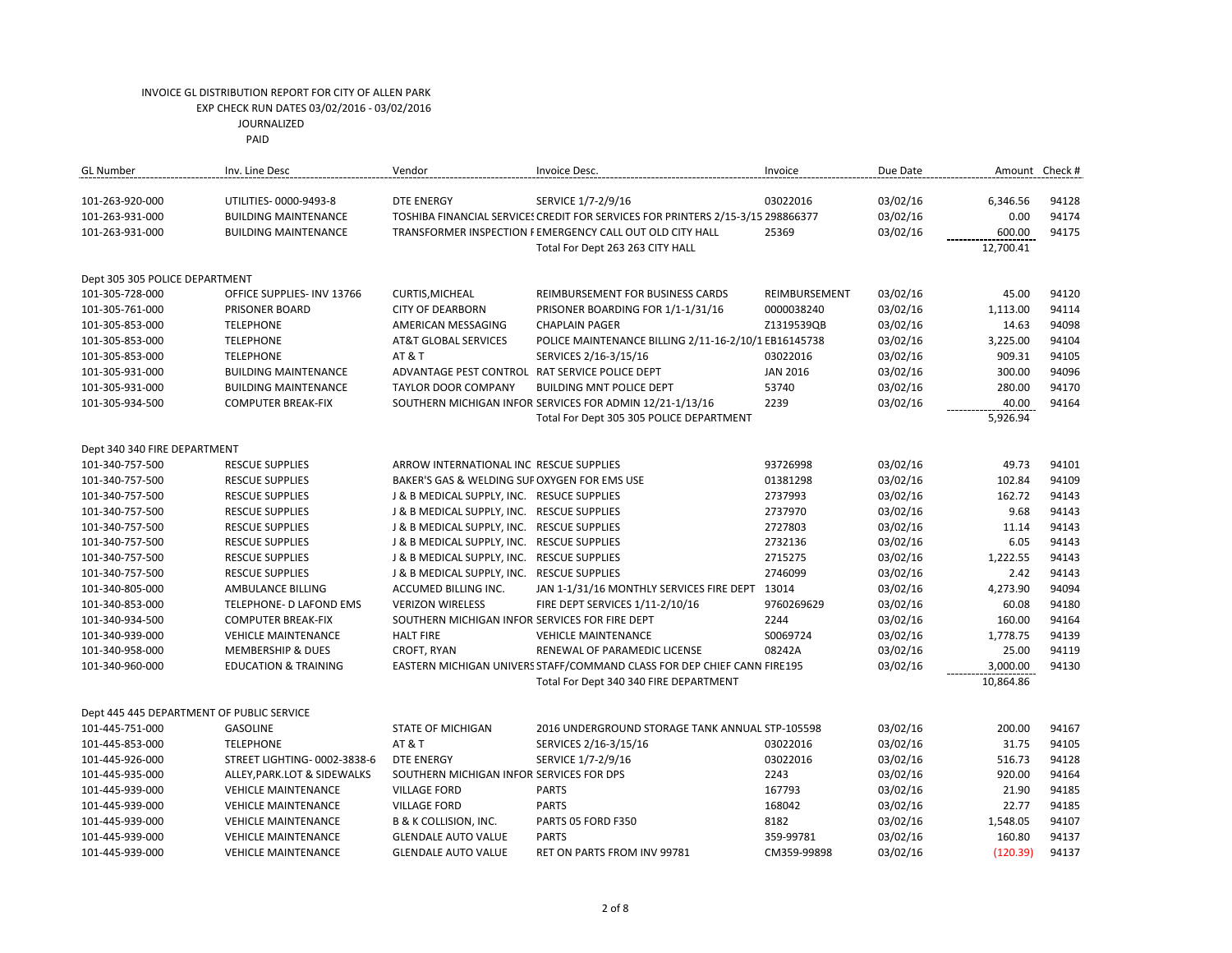INVOICE GL DISTRIBUTION REPORT FOR CITY OF ALLEN PARK
EXP CHECK RUN DATES 03/02/2016 - 03/02/2016
JOURNALIZED
PAID

| GL Number | Inv. Line Desc | Vendor | Invoice Desc. | Invoice | Due Date | Amount | Check # |
|---|---|---|---|---|---|---|---|
| 101-263-920-000 | UTILITIES- 0000-9493-8 | DTE ENERGY | SERVICE 1/7-2/9/16 | 03022016 | 03/02/16 | 6,346.56 | 94128 |
| 101-263-931-000 | BUILDING MAINTENANCE | TOSHIBA FINANCIAL SERVICES | CREDIT FOR SERVICES FOR PRINTERS 2/15-3/15 | 298866377 | 03/02/16 | 0.00 | 94174 |
| 101-263-931-000 | BUILDING MAINTENANCE | TRANSFORMER INSPECTION F | EMERGENCY CALL OUT OLD CITY HALL | 25369 | 03/02/16 | 600.00 | 94175 |
| | | | Total For Dept 263 263 CITY HALL | | | 12,700.41 | |
| Dept 305 305 POLICE DEPARTMENT | | | | | | | |
| 101-305-728-000 | OFFICE SUPPLIES- INV 13766 | CURTIS,MICHEAL | REIMBURSEMENT FOR BUSINESS CARDS | REIMBURSEMENT | 03/02/16 | 45.00 | 94120 |
| 101-305-761-000 | PRISONER BOARD | CITY OF DEARBORN | PRISONER BOARDING FOR 1/1-1/31/16 | 0000038240 | 03/02/16 | 1,113.00 | 94114 |
| 101-305-853-000 | TELEPHONE | AMERICAN MESSAGING | CHAPLAIN PAGER | Z1319539QB | 03/02/16 | 14.63 | 94098 |
| 101-305-853-000 | TELEPHONE | AT&T GLOBAL SERVICES | POLICE MAINTENANCE BILLING 2/11-16-2/10/1 | EB16145738 | 03/02/16 | 3,225.00 | 94104 |
| 101-305-853-000 | TELEPHONE | AT & T | SERVICES 2/16-3/15/16 | 03022016 | 03/02/16 | 909.31 | 94105 |
| 101-305-931-000 | BUILDING MAINTENANCE | ADVANTAGE PEST CONTROL | RAT SERVICE POLICE DEPT | JAN 2016 | 03/02/16 | 300.00 | 94096 |
| 101-305-931-000 | BUILDING MAINTENANCE | TAYLOR DOOR COMPANY | BUILDING MNT POLICE DEPT | 53740 | 03/02/16 | 280.00 | 94170 |
| 101-305-934-500 | COMPUTER BREAK-FIX | SOUTHERN MICHIGAN INFOR | SERVICES FOR ADMIN 12/21-1/13/16 | 2239 | 03/02/16 | 40.00 | 94164 |
| | | | Total For Dept 305 305 POLICE DEPARTMENT | | | 5,926.94 | |
| Dept 340 340 FIRE DEPARTMENT | | | | | | | |
| 101-340-757-500 | RESCUE SUPPLIES | ARROW INTERNATIONAL INC | RESCUE SUPPLIES | 93726998 | 03/02/16 | 49.73 | 94101 |
| 101-340-757-500 | RESCUE SUPPLIES | BAKER'S GAS & WELDING SUP | OXYGEN FOR EMS USE | 01381298 | 03/02/16 | 102.84 | 94109 |
| 101-340-757-500 | RESCUE SUPPLIES | J & B MEDICAL SUPPLY, INC. | RESUCE SUPPLIES | 2737993 | 03/02/16 | 162.72 | 94143 |
| 101-340-757-500 | RESCUE SUPPLIES | J & B MEDICAL SUPPLY, INC. | RESCUE SUPPLIES | 2737970 | 03/02/16 | 9.68 | 94143 |
| 101-340-757-500 | RESCUE SUPPLIES | J & B MEDICAL SUPPLY, INC. | RESCUE SUPPLIES | 2727803 | 03/02/16 | 11.14 | 94143 |
| 101-340-757-500 | RESCUE SUPPLIES | J & B MEDICAL SUPPLY, INC. | RESCUE SUPPLIES | 2732136 | 03/02/16 | 6.05 | 94143 |
| 101-340-757-500 | RESCUE SUPPLIES | J & B MEDICAL SUPPLY, INC. | RESCUE SUPPLIES | 2715275 | 03/02/16 | 1,222.55 | 94143 |
| 101-340-757-500 | RESCUE SUPPLIES | J & B MEDICAL SUPPLY, INC. | RESCUE SUPPLIES | 2746099 | 03/02/16 | 2.42 | 94143 |
| 101-340-805-000 | AMBULANCE BILLING | ACCUMED BILLING INC. | JAN 1-1/31/16 MONTHLY SERVICES FIRE DEPT | 13014 | 03/02/16 | 4,273.90 | 94094 |
| 101-340-853-000 | TELEPHONE- D LAFOND EMS | VERIZON WIRELESS | FIRE DEPT SERVICES 1/11-2/10/16 | 9760269629 | 03/02/16 | 60.08 | 94180 |
| 101-340-934-500 | COMPUTER BREAK-FIX | SOUTHERN MICHIGAN INFOR | SERVICES FOR FIRE DEPT | 2244 | 03/02/16 | 160.00 | 94164 |
| 101-340-939-000 | VEHICLE MAINTENANCE | HALT FIRE | VEHICLE MAINTENANCE | S0069724 | 03/02/16 | 1,778.75 | 94139 |
| 101-340-958-000 | MEMBERSHIP & DUES | CROFT, RYAN | RENEWAL OF PARAMEDIC LICENSE | 08242A | 03/02/16 | 25.00 | 94119 |
| 101-340-960-000 | EDUCATION & TRAINING | EASTERN MICHIGAN UNIVERS | STAFF/COMMAND CLASS FOR DEP CHIEF CANN | FIRE195 | 03/02/16 | 3,000.00 | 94130 |
| | | | Total For Dept 340 340 FIRE DEPARTMENT | | | 10,864.86 | |
| Dept 445 445 DEPARTMENT OF PUBLIC SERVICE | | | | | | | |
| 101-445-751-000 | GASOLINE | STATE OF MICHIGAN | 2016 UNDERGROUND STORAGE TANK ANNUAL | STP-105598 | 03/02/16 | 200.00 | 94167 |
| 101-445-853-000 | TELEPHONE | AT & T | SERVICES 2/16-3/15/16 | 03022016 | 03/02/16 | 31.75 | 94105 |
| 101-445-926-000 | STREET LIGHTING- 0002-3838-6 | DTE ENERGY | SERVICE 1/7-2/9/16 | 03022016 | 03/02/16 | 516.73 | 94128 |
| 101-445-935-000 | ALLEY,PARK.LOT & SIDEWALKS | SOUTHERN MICHIGAN INFOR | SERVICES FOR DPS | 2243 | 03/02/16 | 920.00 | 94164 |
| 101-445-939-000 | VEHICLE MAINTENANCE | VILLAGE FORD | PARTS | 167793 | 03/02/16 | 21.90 | 94185 |
| 101-445-939-000 | VEHICLE MAINTENANCE | VILLAGE FORD | PARTS | 168042 | 03/02/16 | 22.77 | 94185 |
| 101-445-939-000 | VEHICLE MAINTENANCE | B & K COLLISION, INC. | PARTS 05 FORD F350 | 8182 | 03/02/16 | 1,548.05 | 94107 |
| 101-445-939-000 | VEHICLE MAINTENANCE | GLENDALE AUTO VALUE | PARTS | 359-99781 | 03/02/16 | 160.80 | 94137 |
| 101-445-939-000 | VEHICLE MAINTENANCE | GLENDALE AUTO VALUE | RET ON PARTS FROM INV 99781 | CM359-99898 | 03/02/16 | (120.39) | 94137 |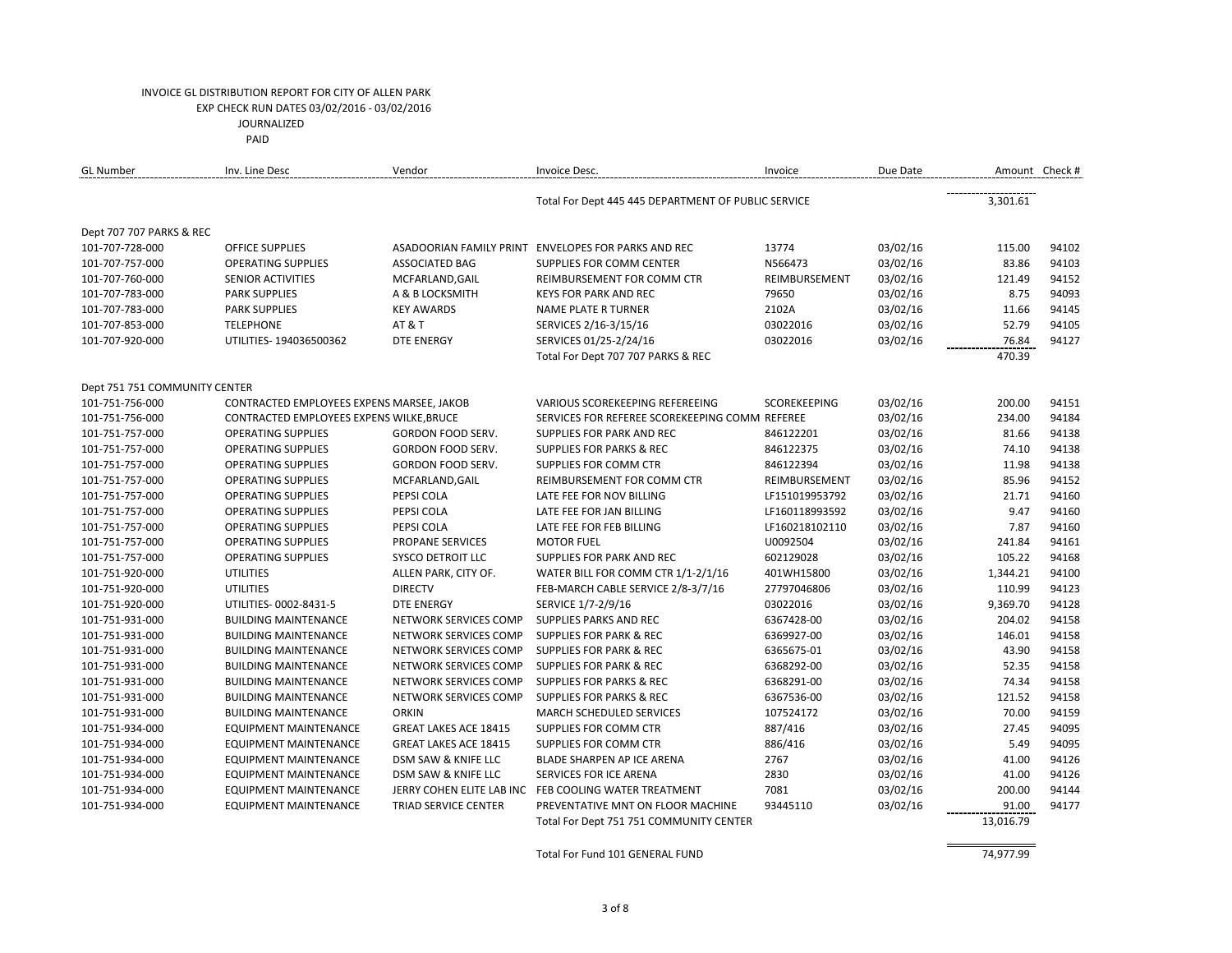INVOICE GL DISTRIBUTION REPORT FOR CITY OF ALLEN PARK
EXP CHECK RUN DATES 03/02/2016 - 03/02/2016
JOURNALIZED
PAID

| GL Number | Inv. Line Desc | Vendor | Invoice Desc. | Invoice | Due Date | Amount | Check # |
|---|---|---|---|---|---|---|---|
| | | | Total For Dept 445 445 DEPARTMENT OF PUBLIC SERVICE | | | 3,301.61 | |
| Dept 707 707 PARKS & REC | | | | | | | |
| 101-707-728-000 | OFFICE SUPPLIES | ASADOORIAN FAMILY PRINT | ENVELOPES FOR PARKS AND REC | 13774 | 03/02/16 | 115.00 | 94102 |
| 101-707-757-000 | OPERATING SUPPLIES | ASSOCIATED BAG | SUPPLIES FOR COMM CENTER | N566473 | 03/02/16 | 83.86 | 94103 |
| 101-707-760-000 | SENIOR ACTIVITIES | MCFARLAND,GAIL | REIMBURSEMENT FOR COMM CTR | REIMBURSEMENT | 03/02/16 | 121.49 | 94152 |
| 101-707-783-000 | PARK SUPPLIES | A & B LOCKSMITH | KEYS FOR PARK AND REC | 79650 | 03/02/16 | 8.75 | 94093 |
| 101-707-783-000 | PARK SUPPLIES | KEY AWARDS | NAME PLATE R TURNER | 2102A | 03/02/16 | 11.66 | 94145 |
| 101-707-853-000 | TELEPHONE | AT & T | SERVICES 2/16-3/15/16 | 03022016 | 03/02/16 | 52.79 | 94105 |
| 101-707-920-000 | UTILITIES- 194036500362 | DTE ENERGY | SERVICES 01/25-2/24/16 | 03022016 | 03/02/16 | 76.84 | 94127 |
| | | | Total For Dept 707 707 PARKS & REC | | | 470.39 | |
| Dept 751 751 COMMUNITY CENTER | | | | | | | |
| 101-751-756-000 | CONTRACTED EMPLOYEES EXPENS | MARSEE, JAKOB | VARIOUS SCOREKEEPING REFEREEING | SCOREKEEPING | 03/02/16 | 200.00 | 94151 |
| 101-751-756-000 | CONTRACTED EMPLOYEES EXPENS | WILKE,BRUCE | SERVICES FOR REFEREE SCOREKEEPING COMM | REFEREE | 03/02/16 | 234.00 | 94184 |
| 101-751-757-000 | OPERATING SUPPLIES | GORDON FOOD SERV. | SUPPLIES FOR PARK AND REC | 846122201 | 03/02/16 | 81.66 | 94138 |
| 101-751-757-000 | OPERATING SUPPLIES | GORDON FOOD SERV. | SUPPLIES FOR PARKS & REC | 846122375 | 03/02/16 | 74.10 | 94138 |
| 101-751-757-000 | OPERATING SUPPLIES | GORDON FOOD SERV. | SUPPLIES FOR COMM CTR | 846122394 | 03/02/16 | 11.98 | 94138 |
| 101-751-757-000 | OPERATING SUPPLIES | MCFARLAND,GAIL | REIMBURSEMENT FOR COMM CTR | REIMBURSEMENT | 03/02/16 | 85.96 | 94152 |
| 101-751-757-000 | OPERATING SUPPLIES | PEPSI COLA | LATE FEE FOR NOV BILLING | LF151019953792 | 03/02/16 | 21.71 | 94160 |
| 101-751-757-000 | OPERATING SUPPLIES | PEPSI COLA | LATE FEE FOR JAN BILLING | LF160118993592 | 03/02/16 | 9.47 | 94160 |
| 101-751-757-000 | OPERATING SUPPLIES | PEPSI COLA | LATE FEE FOR FEB BILLING | LF160218102110 | 03/02/16 | 7.87 | 94160 |
| 101-751-757-000 | OPERATING SUPPLIES | PROPANE SERVICES | MOTOR FUEL | U0092504 | 03/02/16 | 241.84 | 94161 |
| 101-751-757-000 | OPERATING SUPPLIES | SYSCO DETROIT LLC | SUPPLIES FOR PARK AND REC | 602129028 | 03/02/16 | 105.22 | 94168 |
| 101-751-920-000 | UTILITIES | ALLEN PARK, CITY OF. | WATER BILL FOR COMM CTR 1/1-2/1/16 | 401WH15800 | 03/02/16 | 1,344.21 | 94100 |
| 101-751-920-000 | UTILITIES | DIRECTV | FEB-MARCH CABLE SERVICE 2/8-3/7/16 | 27797046806 | 03/02/16 | 110.99 | 94123 |
| 101-751-920-000 | UTILITIES- 0002-8431-5 | DTE ENERGY | SERVICE 1/7-2/9/16 | 03022016 | 03/02/16 | 9,369.70 | 94128 |
| 101-751-931-000 | BUILDING MAINTENANCE | NETWORK SERVICES COMP | SUPPLIES PARKS AND REC | 6367428-00 | 03/02/16 | 204.02 | 94158 |
| 101-751-931-000 | BUILDING MAINTENANCE | NETWORK SERVICES COMP | SUPPLIES FOR PARK & REC | 6369927-00 | 03/02/16 | 146.01 | 94158 |
| 101-751-931-000 | BUILDING MAINTENANCE | NETWORK SERVICES COMP | SUPPLIES FOR PARK & REC | 6365675-01 | 03/02/16 | 43.90 | 94158 |
| 101-751-931-000 | BUILDING MAINTENANCE | NETWORK SERVICES COMP | SUPPLIES FOR PARK & REC | 6368292-00 | 03/02/16 | 52.35 | 94158 |
| 101-751-931-000 | BUILDING MAINTENANCE | NETWORK SERVICES COMP | SUPPLIES FOR PARKS & REC | 6368291-00 | 03/02/16 | 74.34 | 94158 |
| 101-751-931-000 | BUILDING MAINTENANCE | NETWORK SERVICES COMP | SUPPLIES FOR PARKS & REC | 6367536-00 | 03/02/16 | 121.52 | 94158 |
| 101-751-931-000 | BUILDING MAINTENANCE | ORKIN | MARCH SCHEDULED SERVICES | 107524172 | 03/02/16 | 70.00 | 94159 |
| 101-751-934-000 | EQUIPMENT MAINTENANCE | GREAT LAKES ACE 18415 | SUPPLIES FOR COMM CTR | 887/416 | 03/02/16 | 27.45 | 94095 |
| 101-751-934-000 | EQUIPMENT MAINTENANCE | GREAT LAKES ACE 18415 | SUPPLIES FOR COMM CTR | 886/416 | 03/02/16 | 5.49 | 94095 |
| 101-751-934-000 | EQUIPMENT MAINTENANCE | DSM SAW & KNIFE LLC | BLADE SHARPEN AP ICE ARENA | 2767 | 03/02/16 | 41.00 | 94126 |
| 101-751-934-000 | EQUIPMENT MAINTENANCE | DSM SAW & KNIFE LLC | SERVICES FOR ICE ARENA | 2830 | 03/02/16 | 41.00 | 94126 |
| 101-751-934-000 | EQUIPMENT MAINTENANCE | JERRY COHEN ELITE LAB INC | FEB COOLING WATER TREATMENT | 7081 | 03/02/16 | 200.00 | 94144 |
| 101-751-934-000 | EQUIPMENT MAINTENANCE | TRIAD SERVICE CENTER | PREVENTATIVE MNT ON FLOOR MACHINE | 93445110 | 03/02/16 | 91.00 | 94177 |
| | | | Total For Dept 751 751 COMMUNITY CENTER | | | 13,016.79 | |
| | | | Total For Fund 101 GENERAL FUND | | | 74,977.99 | |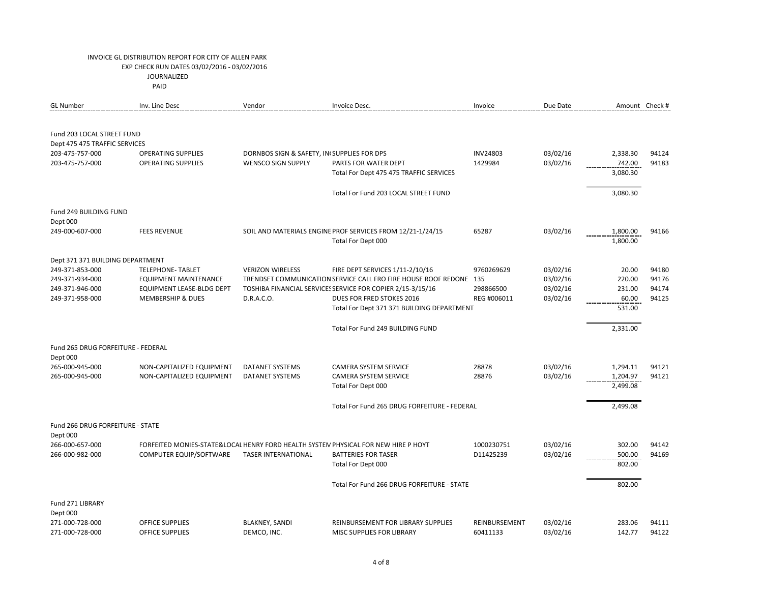INVOICE GL DISTRIBUTION REPORT FOR CITY OF ALLEN PARK
EXP CHECK RUN DATES 03/02/2016 - 03/02/2016
JOURNALIZED
PAID

| GL Number | Inv. Line Desc | Vendor | Invoice Desc. | Invoice | Due Date | Amount | Check # |
|---|---|---|---|---|---|---|---|
| Fund 203 LOCAL STREET FUND | | | | | | | |
| Dept 475 475 TRAFFIC SERVICES | | | | | | | |
| 203-475-757-000 | OPERATING SUPPLIES | DORNBOS SIGN & SAFETY, IN( | SUPPLIES FOR DPS | INV24803 | 03/02/16 | 2,338.30 | 94124 |
| 203-475-757-000 | OPERATING SUPPLIES | WENSCO SIGN SUPPLY | PARTS FOR WATER DEPT | 1429984 | 03/02/16 | 742.00 | 94183 |
| | | | Total For Dept 475 475 TRAFFIC SERVICES | | | 3,080.30 | |
| | | | Total For Fund 203 LOCAL STREET FUND | | | 3,080.30 | |
| Fund 249 BUILDING FUND | | | | | | | |
| Dept 000 | | | | | | | |
| 249-000-607-000 | FEES REVENUE | SOIL AND MATERIALS ENGINE | PROF SERVICES FROM 12/21-1/24/15 | 65287 | 03/02/16 | 1,800.00 | 94166 |
| | | | Total For Dept 000 | | | 1,800.00 | |
| Dept 371 371 BUILDING DEPARTMENT | | | | | | | |
| 249-371-853-000 | TELEPHONE- TABLET | VERIZON WIRELESS | FIRE DEPT SERVICES 1/11-2/10/16 | 9760269629 | 03/02/16 | 20.00 | 94180 |
| 249-371-934-000 | EQUIPMENT MAINTENANCE | TRENDSET COMMUNICATION | SERVICE CALL FRO FIRE HOUSE ROOF REDONE | 135 | 03/02/16 | 220.00 | 94176 |
| 249-371-946-000 | EQUIPMENT LEASE-BLDG DEPT | TOSHIBA FINANCIAL SERVICES | SERVICE FOR COPIER 2/15-3/15/16 | 298866500 | 03/02/16 | 231.00 | 94174 |
| 249-371-958-000 | MEMBERSHIP & DUES | D.R.A.C.O. | DUES FOR FRED STOKES 2016 | REG #006011 | 03/02/16 | 60.00 | 94125 |
| | | | Total For Dept 371 371 BUILDING DEPARTMENT | | | 531.00 | |
| | | | Total For Fund 249 BUILDING FUND | | | 2,331.00 | |
| Fund 265 DRUG FORFEITURE - FEDERAL | | | | | | | |
| Dept 000 | | | | | | | |
| 265-000-945-000 | NON-CAPITALIZED EQUIPMENT | DATANET SYSTEMS | CAMERA SYSTEM SERVICE | 28878 | 03/02/16 | 1,294.11 | 94121 |
| 265-000-945-000 | NON-CAPITALIZED EQUIPMENT | DATANET SYSTEMS | CAMERA SYSTEM SERVICE | 28876 | 03/02/16 | 1,204.97 | 94121 |
| | | | Total For Dept 000 | | | 2,499.08 | |
| | | | Total For Fund 265 DRUG FORFEITURE - FEDERAL | | | 2,499.08 | |
| Fund 266 DRUG FORFEITURE - STATE | | | | | | | |
| Dept 000 | | | | | | | |
| 266-000-657-000 | FORFEITED MONIES-STATE&LOCAL | HENRY FORD HEALTH SYSTEM | PHYSICAL FOR NEW HIRE P HOYT | 1000230751 | 03/02/16 | 302.00 | 94142 |
| 266-000-982-000 | COMPUTER EQUIP/SOFTWARE | TASER INTERNATIONAL | BATTERIES FOR TASER | D11425239 | 03/02/16 | 500.00 | 94169 |
| | | | Total For Dept 000 | | | 802.00 | |
| | | | Total For Fund 266 DRUG FORFEITURE - STATE | | | 802.00 | |
| Fund 271 LIBRARY | | | | | | | |
| Dept 000 | | | | | | | |
| 271-000-728-000 | OFFICE SUPPLIES | BLAKNEY, SANDI | REINBURSEMENT FOR LIBRARY SUPPLIES | REINBURSEMENT | 03/02/16 | 283.06 | 94111 |
| 271-000-728-000 | OFFICE SUPPLIES | DEMCO, INC. | MISC SUPPLIES FOR LIBRARY | 60411133 | 03/02/16 | 142.77 | 94122 |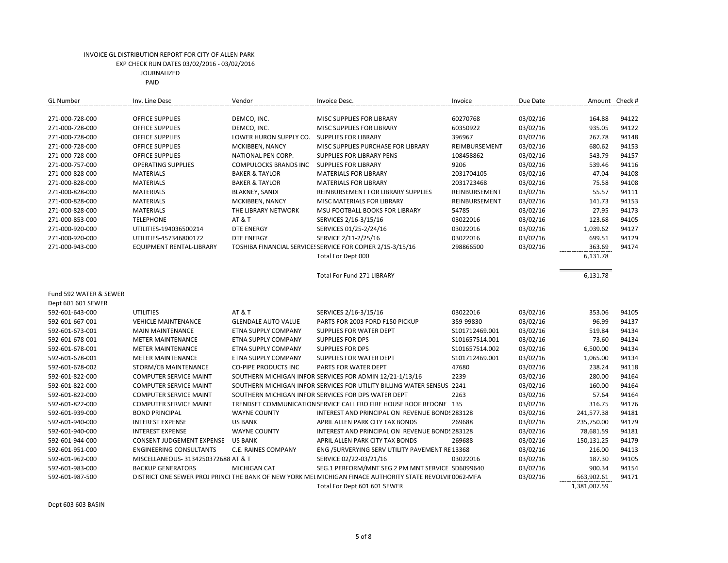INVOICE GL DISTRIBUTION REPORT FOR CITY OF ALLEN PARK
EXP CHECK RUN DATES 03/02/2016 - 03/02/2016
JOURNALIZED
PAID

| GL Number | Inv. Line Desc | Vendor | Invoice Desc. | Invoice | Due Date | Amount | Check # |
|---|---|---|---|---|---|---|---|
| 271-000-728-000 | OFFICE SUPPLIES | DEMCO, INC. | MISC SUPPLIES FOR LIBRARY | 60270768 | 03/02/16 | 164.88 | 94122 |
| 271-000-728-000 | OFFICE SUPPLIES | DEMCO, INC. | MISC SUPPLIES FOR LIBRARY | 60350922 | 03/02/16 | 935.05 | 94122 |
| 271-000-728-000 | OFFICE SUPPLIES | LOWER HURON SUPPLY CO. | SUPPLIES FOR LIBRARY | 396967 | 03/02/16 | 267.78 | 94148 |
| 271-000-728-000 | OFFICE SUPPLIES | MCKIBBEN, NANCY | MISC SUPPLIES PURCHASE FOR LIBRARY | REIMBURSEMENT | 03/02/16 | 680.62 | 94153 |
| 271-000-728-000 | OFFICE SUPPLIES | NATIONAL PEN CORP. | SUPPLIES FOR LIBRARY PENS | 108458862 | 03/02/16 | 543.79 | 94157 |
| 271-000-757-000 | OPERATING SUPPLIES | COMPULOCKS BRANDS INC | SUPPLIES FOR LIBRARY | 9206 | 03/02/16 | 539.46 | 94116 |
| 271-000-828-000 | MATERIALS | BAKER & TAYLOR | MATERIALS FOR LIBRARY | 2031704105 | 03/02/16 | 47.04 | 94108 |
| 271-000-828-000 | MATERIALS | BAKER & TAYLOR | MATERIALS FOR LIBRARY | 2031723468 | 03/02/16 | 75.58 | 94108 |
| 271-000-828-000 | MATERIALS | BLAKNEY, SANDI | REINBURSEMENT FOR LIBRARY SUPPLIES | REINBURSEMENT | 03/02/16 | 55.57 | 94111 |
| 271-000-828-000 | MATERIALS | MCKIBBEN, NANCY | MISC MATERIALS FOR LIBRARY | REINBURSEMENT | 03/02/16 | 141.73 | 94153 |
| 271-000-828-000 | MATERIALS | THE LIBRARY NETWORK | MSU FOOTBALL BOOKS FOR LIBRARY | 54785 | 03/02/16 | 27.95 | 94173 |
| 271-000-853-000 | TELEPHONE | AT & T | SERVICES 2/16-3/15/16 | 03022016 | 03/02/16 | 123.68 | 94105 |
| 271-000-920-000 | UTILITIES-194036500214 | DTE ENERGY | SERVICES 01/25-2/24/16 | 03022016 | 03/02/16 | 1,039.62 | 94127 |
| 271-000-920-000 | UTILITIES-457346800172 | DTE ENERGY | SERVICE 2/11-2/25/16 | 03022016 | 03/02/16 | 699.51 | 94129 |
| 271-000-943-000 | EQUIPMENT RENTAL-LIBRARY | TOSHIBA FINANCIAL SERVICES | SERVICE FOR COPIER 2/15-3/15/16 | 298866500 | 03/02/16 | 363.69 | 94174 |
| | | | Total For Dept 000 | | | 6,131.78 | |
| | | | Total For Fund 271 LIBRARY | | | 6,131.78 | |

Fund 592 WATER & SEWER
Dept 601 601 SEWER

| GL Number | Inv. Line Desc | Vendor | Invoice Desc. | Invoice | Due Date | Amount | Check # |
|---|---|---|---|---|---|---|---|
| 592-601-643-000 | UTILITIES | AT & T | SERVICES 2/16-3/15/16 | 03022016 | 03/02/16 | 353.06 | 94105 |
| 592-601-667-001 | VEHICLE MAINTENANCE | GLENDALE AUTO VALUE | PARTS FOR 2003 FORD F150 PICKUP | 359-99830 | 03/02/16 | 96.99 | 94137 |
| 592-601-673-001 | MAIN MAINTENANCE | ETNA SUPPLY COMPANY | SUPPLIES FOR WATER DEPT | S101712469.001 | 03/02/16 | 519.84 | 94134 |
| 592-601-678-001 | METER MAINTENANCE | ETNA SUPPLY COMPANY | SUPPLIES FOR DPS | S101657514.001 | 03/02/16 | 73.60 | 94134 |
| 592-601-678-001 | METER MAINTENANCE | ETNA SUPPLY COMPANY | SUPPLIES FOR DPS | S101657514.002 | 03/02/16 | 6,500.00 | 94134 |
| 592-601-678-001 | METER MAINTENANCE | ETNA SUPPLY COMPANY | SUPPLIES FOR WATER DEPT | S101712469.001 | 03/02/16 | 1,065.00 | 94134 |
| 592-601-678-002 | STORM/CB MAINTENANCE | CO-PIPE PRODUCTS INC | PARTS FOR WATER DEPT | 47680 | 03/02/16 | 238.24 | 94118 |
| 592-601-822-000 | COMPUTER SERVICE MAINT | SOUTHERN MICHIGAN INFOR | SERVICES FOR ADMIN 12/21-1/13/16 | 2239 | 03/02/16 | 280.00 | 94164 |
| 592-601-822-000 | COMPUTER SERVICE MAINT | SOUTHERN MICHIGAN INFOR | SERVICES FOR UTILITY BILLING WATER SENSUS | 2241 | 03/02/16 | 160.00 | 94164 |
| 592-601-822-000 | COMPUTER SERVICE MAINT | SOUTHERN MICHIGAN INFOR | SERVICES FOR DPS WATER DEPT | 2263 | 03/02/16 | 57.64 | 94164 |
| 592-601-822-000 | COMPUTER SERVICE MAINT | TRENDSET COMMUNICATION | SERVICE CALL FRO FIRE HOUSE ROOF REDONE | 135 | 03/02/16 | 316.75 | 94176 |
| 592-601-939-000 | BOND PRINCIPAL | WAYNE COUNTY | INTEREST AND PRINCIPAL ON REVENUE BONDS | 283128 | 03/02/16 | 241,577.38 | 94181 |
| 592-601-940-000 | INTEREST EXPENSE | US BANK | APRIL ALLEN PARK CITY TAX BONDS | 269688 | 03/02/16 | 235,750.00 | 94179 |
| 592-601-940-000 | INTEREST EXPENSE | WAYNE COUNTY | INTEREST AND PRINCIPAL ON REVENUE BONDS | 283128 | 03/02/16 | 78,681.59 | 94181 |
| 592-601-944-000 | CONSENT JUDGEMENT EXPENSE | US BANK | APRIL ALLEN PARK CITY TAX BONDS | 269688 | 03/02/16 | 150,131.25 | 94179 |
| 592-601-951-000 | ENGINEERING CONSULTANTS | C.E. RAINES COMPANY | ENG /SURVERYING SERV UTILITY PAVEMENT RE | 13368 | 03/02/16 | 216.00 | 94113 |
| 592-601-962-000 | MISCELLANEOUS- 3134250372688 | AT & T | SERVICE 02/22-03/21/16 | 03022016 | 03/02/16 | 187.30 | 94105 |
| 592-601-983-000 | BACKUP GENERATORS | MICHIGAN CAT | SEG.1 PERFORM/MNT SEG 2 PM MNT SERVICE | SD6099640 | 03/02/16 | 900.34 | 94154 |
| 592-601-987-500 | DISTRICT ONE SEWER PROJ PRINCI | THE BANK OF NEW YORK MEL | MICHIGAN FINACE AUTHORITY STATE REVOLVI | 0062-MFA | 03/02/16 | 663,902.61 | 94171 |
| | | | Total For Dept 601 601 SEWER | | | 1,381,007.59 | |

Dept 603 603 BASIN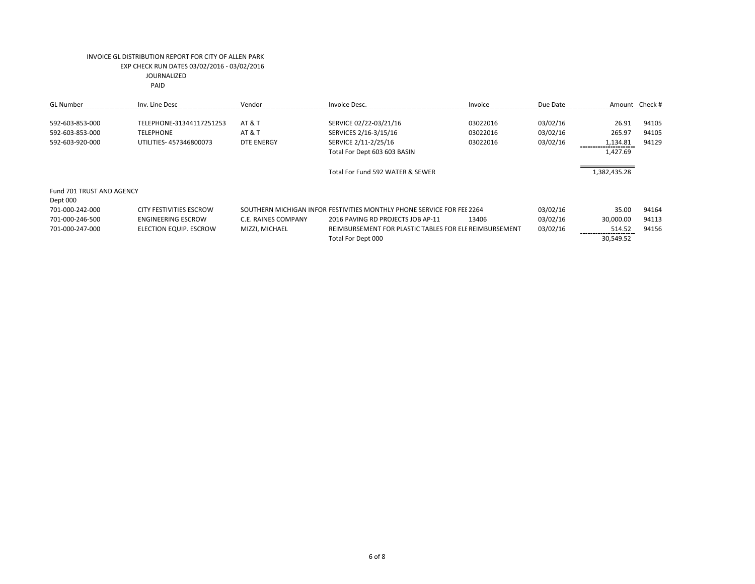INVOICE GL DISTRIBUTION REPORT FOR CITY OF ALLEN PARK
EXP CHECK RUN DATES 03/02/2016 - 03/02/2016
JOURNALIZED
PAID

| GL Number | Inv. Line Desc | Vendor | Invoice Desc. | Invoice | Due Date | Amount | Check # |
|---|---|---|---|---|---|---|---|
| 592-603-853-000 | TELEPHONE-31344117251253 | AT & T | SERVICE 02/22-03/21/16 | 03022016 | 03/02/16 | 26.91 | 94105 |
| 592-603-853-000 | TELEPHONE | AT & T | SERVICES 2/16-3/15/16 | 03022016 | 03/02/16 | 265.97 | 94105 |
| 592-603-920-000 | UTILITIES- 457346800073 | DTE ENERGY | SERVICE 2/11-2/25/16 | 03022016 | 03/02/16 | 1,134.81 | 94129 |
| | | | Total For Dept 603 603 BASIN | | | 1,427.69 | |
| | | | Total For Fund 592 WATER & SEWER | | | 1,382,435.28 | |
| Fund 701 TRUST AND AGENCY | | | | | | | |
| Dept 000 | | | | | | | |
| 701-000-242-000 | CITY FESTIVITIES ESCROW | SOUTHERN MICHIGAN INFOR | FESTIVITIES MONTHLY PHONE SERVICE FOR FEE | 2264 | 03/02/16 | 35.00 | 94164 |
| 701-000-246-500 | ENGINEERING ESCROW | C.E. RAINES COMPANY | 2016 PAVING RD PROJECTS JOB AP-11 | 13406 | 03/02/16 | 30,000.00 | 94113 |
| 701-000-247-000 | ELECTION EQUIP. ESCROW | MIZZI, MICHAEL | REIMBURSEMENT FOR PLASTIC TABLES FOR ELE | REIMBURSEMENT | 03/02/16 | 514.52 | 94156 |
| | | | Total For Dept 000 | | | 30,549.52 | |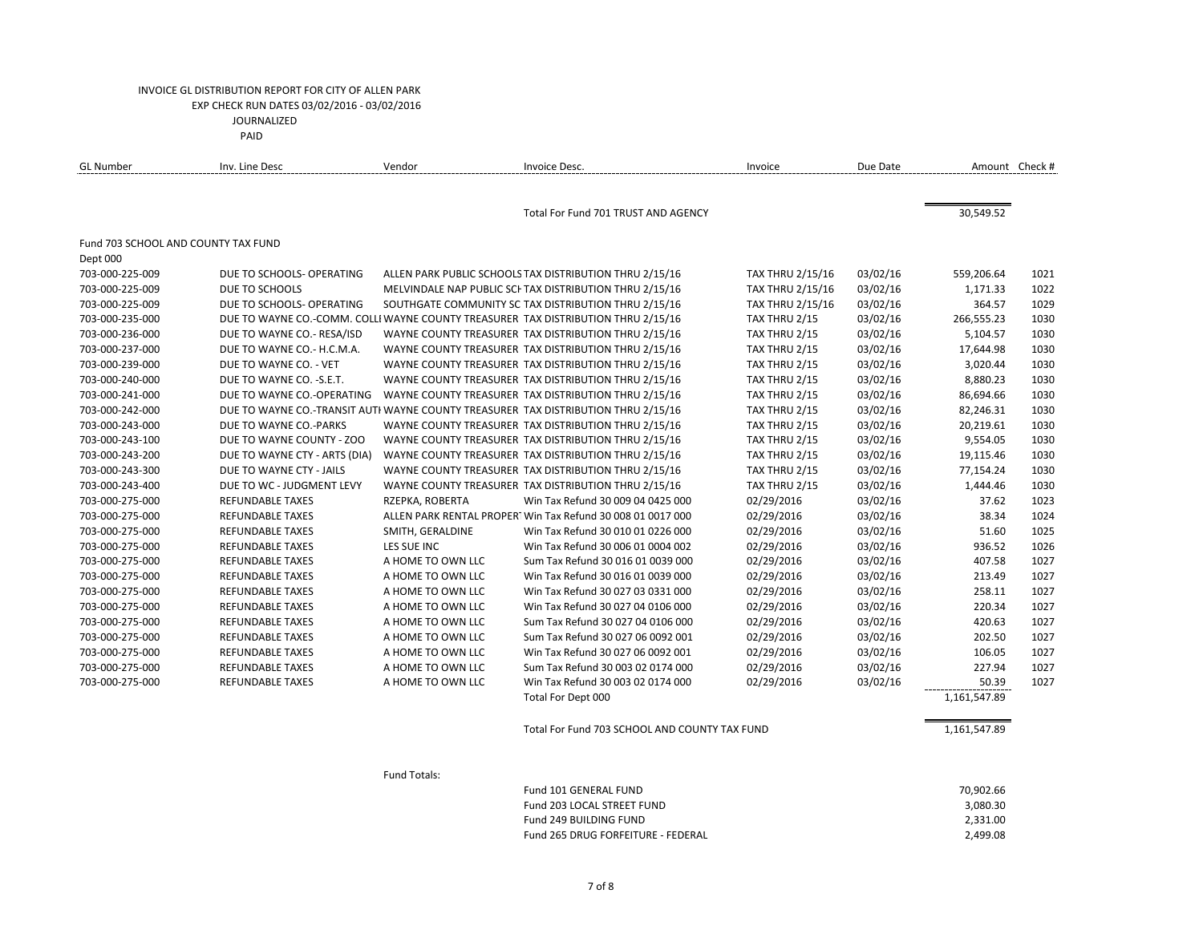INVOICE GL DISTRIBUTION REPORT FOR CITY OF ALLEN PARK
EXP CHECK RUN DATES 03/02/2016 - 03/02/2016
JOURNALIZED
PAID

| GL Number | Inv. Line Desc | Vendor | Invoice Desc. | Invoice | Due Date | Amount | Check # |
|---|---|---|---|---|---|---|---|
| | | | Total For Fund 701 TRUST AND AGENCY | | | 30,549.52 | |
| Fund 703 SCHOOL AND COUNTY TAX FUND | | | | | | | |
| Dept 000 | | | | | | | |
| 703-000-225-009 | DUE TO SCHOOLS- OPERATING | ALLEN PARK PUBLIC SCHOOLS | TAX DISTRIBUTION THRU 2/15/16 | TAX THRU 2/15/16 | 03/02/16 | 559,206.64 | 1021 |
| 703-000-225-009 | DUE TO SCHOOLS | MELVINDALE NAP PUBLIC SCH | TAX DISTRIBUTION THRU 2/15/16 | TAX THRU 2/15/16 | 03/02/16 | 1,171.33 | 1022 |
| 703-000-225-009 | DUE TO SCHOOLS- OPERATING | SOUTHGATE COMMUNITY SC | TAX DISTRIBUTION THRU 2/15/16 | TAX THRU 2/15/16 | 03/02/16 | 364.57 | 1029 |
| 703-000-235-000 | DUE TO WAYNE CO.-COMM. COLL | WAYNE COUNTY TREASURER | TAX DISTRIBUTION THRU 2/15/16 | TAX THRU 2/15 | 03/02/16 | 266,555.23 | 1030 |
| 703-000-236-000 | DUE TO WAYNE CO.- RESA/ISD | WAYNE COUNTY TREASURER | TAX DISTRIBUTION THRU 2/15/16 | TAX THRU 2/15 | 03/02/16 | 5,104.57 | 1030 |
| 703-000-237-000 | DUE TO WAYNE CO.- H.C.M.A. | WAYNE COUNTY TREASURER | TAX DISTRIBUTION THRU 2/15/16 | TAX THRU 2/15 | 03/02/16 | 17,644.98 | 1030 |
| 703-000-239-000 | DUE TO WAYNE CO. - VET | WAYNE COUNTY TREASURER | TAX DISTRIBUTION THRU 2/15/16 | TAX THRU 2/15 | 03/02/16 | 3,020.44 | 1030 |
| 703-000-240-000 | DUE TO WAYNE CO. -S.E.T. | WAYNE COUNTY TREASURER | TAX DISTRIBUTION THRU 2/15/16 | TAX THRU 2/15 | 03/02/16 | 8,880.23 | 1030 |
| 703-000-241-000 | DUE TO WAYNE CO.-OPERATING | WAYNE COUNTY TREASURER | TAX DISTRIBUTION THRU 2/15/16 | TAX THRU 2/15 | 03/02/16 | 86,694.66 | 1030 |
| 703-000-242-000 | DUE TO WAYNE CO.-TRANSIT AUTH | WAYNE COUNTY TREASURER | TAX DISTRIBUTION THRU 2/15/16 | TAX THRU 2/15 | 03/02/16 | 82,246.31 | 1030 |
| 703-000-243-000 | DUE TO WAYNE CO.-PARKS | WAYNE COUNTY TREASURER | TAX DISTRIBUTION THRU 2/15/16 | TAX THRU 2/15 | 03/02/16 | 20,219.61 | 1030 |
| 703-000-243-100 | DUE TO WAYNE COUNTY - ZOO | WAYNE COUNTY TREASURER | TAX DISTRIBUTION THRU 2/15/16 | TAX THRU 2/15 | 03/02/16 | 9,554.05 | 1030 |
| 703-000-243-200 | DUE TO WAYNE CTY - ARTS (DIA) | WAYNE COUNTY TREASURER | TAX DISTRIBUTION THRU 2/15/16 | TAX THRU 2/15 | 03/02/16 | 19,115.46 | 1030 |
| 703-000-243-300 | DUE TO WAYNE CTY - JAILS | WAYNE COUNTY TREASURER | TAX DISTRIBUTION THRU 2/15/16 | TAX THRU 2/15 | 03/02/16 | 77,154.24 | 1030 |
| 703-000-243-400 | DUE TO WC - JUDGMENT LEVY | WAYNE COUNTY TREASURER | TAX DISTRIBUTION THRU 2/15/16 | TAX THRU 2/15 | 03/02/16 | 1,444.46 | 1030 |
| 703-000-275-000 | REFUNDABLE TAXES | RZEPKA, ROBERTA | Win Tax Refund 30 009 04 0425 000 | 02/29/2016 | 03/02/16 | 37.62 | 1023 |
| 703-000-275-000 | REFUNDABLE TAXES | ALLEN PARK RENTAL PROPERT | Win Tax Refund 30 008 01 0017 000 | 02/29/2016 | 03/02/16 | 38.34 | 1024 |
| 703-000-275-000 | REFUNDABLE TAXES | SMITH, GERALDINE | Win Tax Refund 30 010 01 0226 000 | 02/29/2016 | 03/02/16 | 51.60 | 1025 |
| 703-000-275-000 | REFUNDABLE TAXES | LES SUE INC | Win Tax Refund 30 006 01 0004 002 | 02/29/2016 | 03/02/16 | 936.52 | 1026 |
| 703-000-275-000 | REFUNDABLE TAXES | A HOME TO OWN LLC | Sum Tax Refund 30 016 01 0039 000 | 02/29/2016 | 03/02/16 | 407.58 | 1027 |
| 703-000-275-000 | REFUNDABLE TAXES | A HOME TO OWN LLC | Win Tax Refund 30 016 01 0039 000 | 02/29/2016 | 03/02/16 | 213.49 | 1027 |
| 703-000-275-000 | REFUNDABLE TAXES | A HOME TO OWN LLC | Win Tax Refund 30 027 03 0331 000 | 02/29/2016 | 03/02/16 | 258.11 | 1027 |
| 703-000-275-000 | REFUNDABLE TAXES | A HOME TO OWN LLC | Win Tax Refund 30 027 04 0106 000 | 02/29/2016 | 03/02/16 | 220.34 | 1027 |
| 703-000-275-000 | REFUNDABLE TAXES | A HOME TO OWN LLC | Sum Tax Refund 30 027 04 0106 000 | 02/29/2016 | 03/02/16 | 420.63 | 1027 |
| 703-000-275-000 | REFUNDABLE TAXES | A HOME TO OWN LLC | Sum Tax Refund 30 027 06 0092 001 | 02/29/2016 | 03/02/16 | 202.50 | 1027 |
| 703-000-275-000 | REFUNDABLE TAXES | A HOME TO OWN LLC | Win Tax Refund 30 027 06 0092 001 | 02/29/2016 | 03/02/16 | 106.05 | 1027 |
| 703-000-275-000 | REFUNDABLE TAXES | A HOME TO OWN LLC | Sum Tax Refund 30 003 02 0174 000 | 02/29/2016 | 03/02/16 | 227.94 | 1027 |
| 703-000-275-000 | REFUNDABLE TAXES | A HOME TO OWN LLC | Win Tax Refund 30 003 02 0174 000 | 02/29/2016 | 03/02/16 | 50.39 | 1027 |
| | | | Total For Dept 000 | | | 1,161,547.89 | |
| | | | Total For Fund 703 SCHOOL AND COUNTY TAX FUND | | | 1,161,547.89 | |

Fund Totals:

| Fund | Amount |
|---|---|
| Fund 101 GENERAL FUND | 70,902.66 |
| Fund 203 LOCAL STREET FUND | 3,080.30 |
| Fund 249 BUILDING FUND | 2,331.00 |
| Fund 265 DRUG FORFEITURE - FEDERAL | 2,499.08 |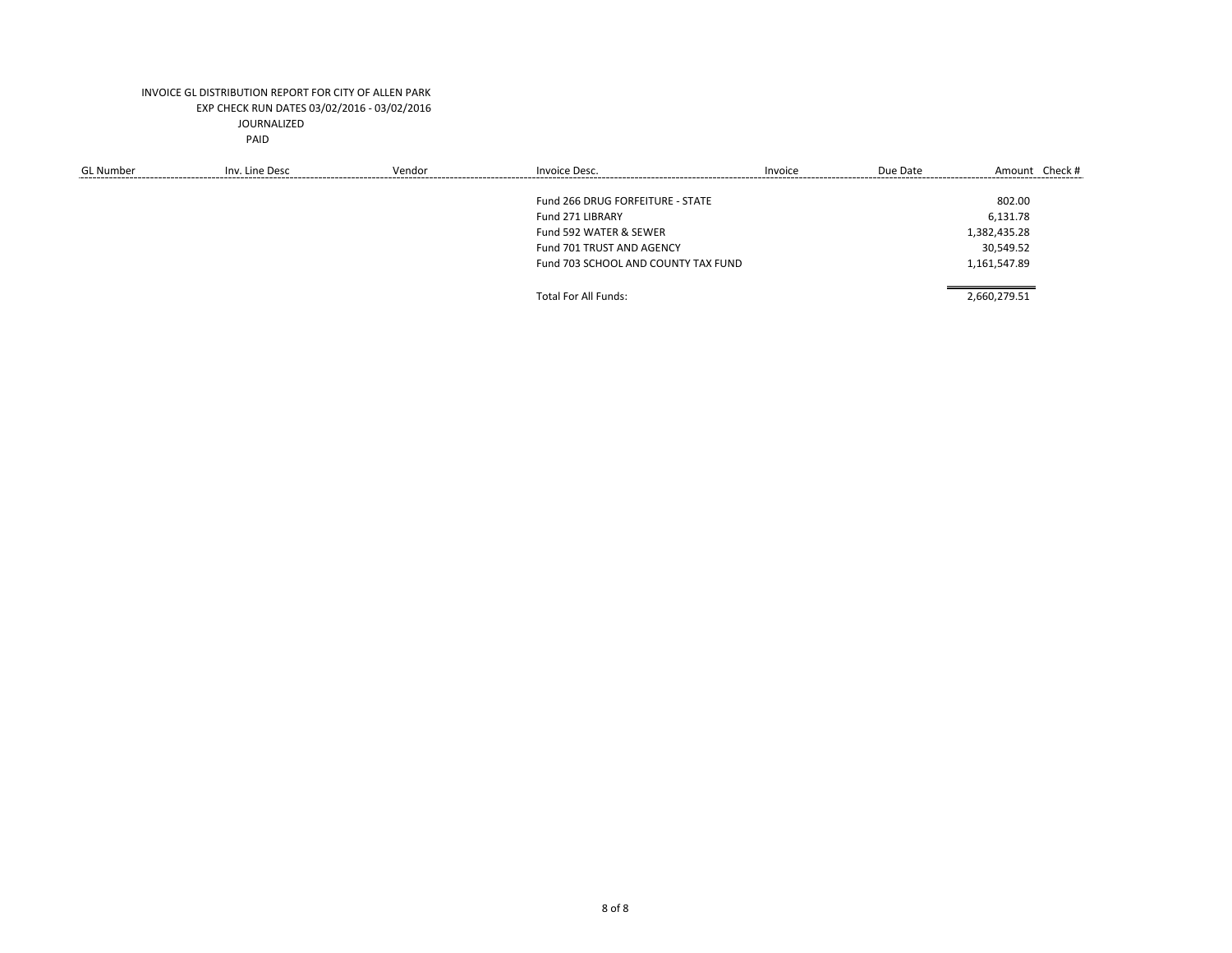INVOICE GL DISTRIBUTION REPORT FOR CITY OF ALLEN PARK
EXP CHECK RUN DATES 03/02/2016 - 03/02/2016
JOURNALIZED
PAID

| GL Number | Inv. Line Desc | Vendor | Invoice Desc. | Invoice | Due Date | Amount | Check # |
|---|---|---|---|---|---|---|---|
| | | | Fund 266 DRUG FORFEITURE - STATE | | | 802.00 | |
| | | | Fund 271 LIBRARY | | | 6,131.78 | |
| | | | Fund 592 WATER & SEWER | | | 1,382,435.28 | |
| | | | Fund 701 TRUST AND AGENCY | | | 30,549.52 | |
| | | | Fund 703 SCHOOL AND COUNTY TAX FUND | | | 1,161,547.89 | |
| | | | Total For All Funds: | | | 2,660,279.51 | |